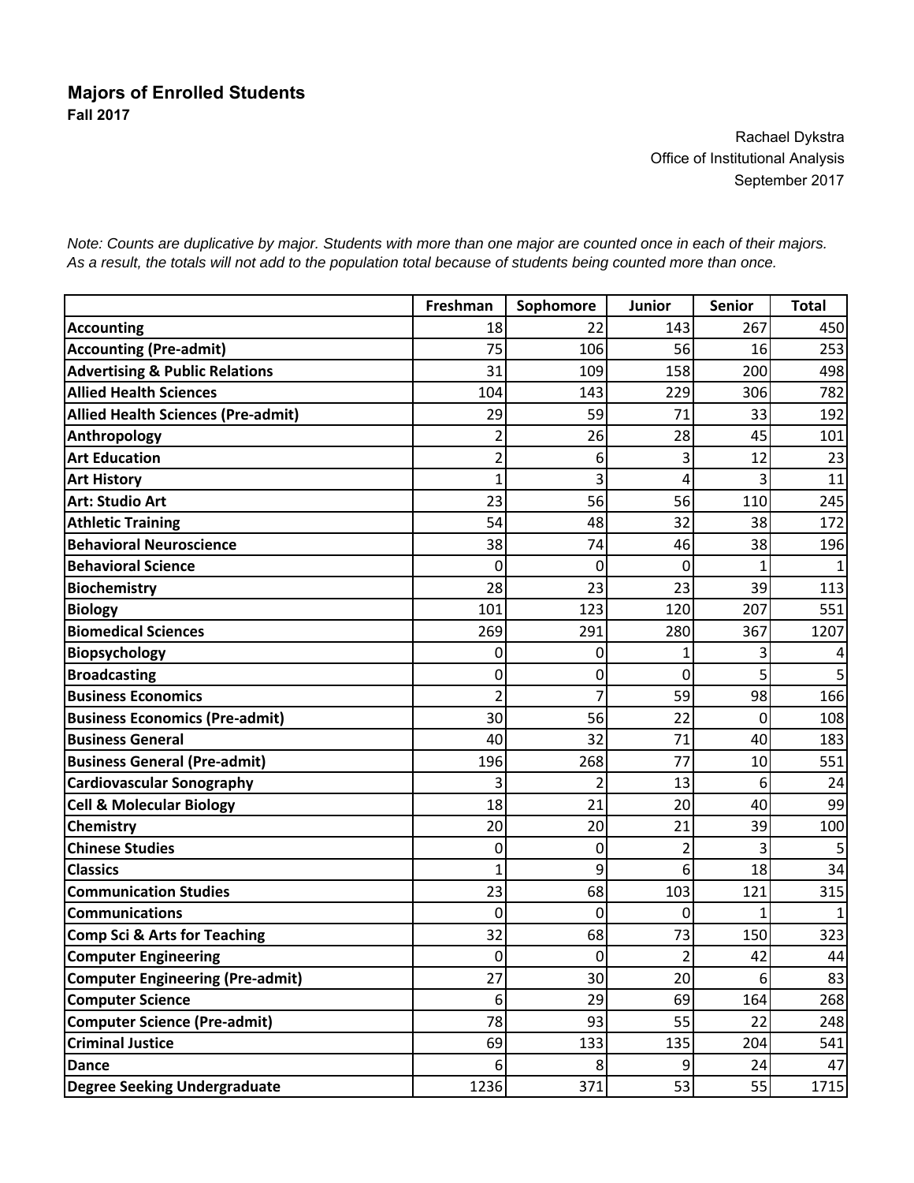# Majors of Enrolled Students

**Fall 2017**

Rachael Dykstra
Office of Institutional Analysis
September 2017

*Note: Counts are duplicative by major. Students with more than one major are counted once in each of their majors. As a result, the totals will not add to the population total because of students being counted more than once.*

| | Freshman | Sophomore | Junior | Senior | Total |
|---|---|---|---|---|---|
| **Accounting** | 18 | 22 | 143 | 267 | 450 |
| **Accounting (Pre-admit)** | 75 | 106 | 56 | 16 | 253 |
| **Advertising & Public Relations** | 31 | 109 | 158 | 200 | 498 |
| **Allied Health Sciences** | 104 | 143 | 229 | 306 | 782 |
| **Allied Health Sciences (Pre-admit)** | 29 | 59 | 71 | 33 | 192 |
| **Anthropology** | 2 | 26 | 28 | 45 | 101 |
| **Art Education** | 2 | 6 | 3 | 12 | 23 |
| **Art History** | 1 | 3 | 4 | 3 | 11 |
| **Art: Studio Art** | 23 | 56 | 56 | 110 | 245 |
| **Athletic Training** | 54 | 48 | 32 | 38 | 172 |
| **Behavioral Neuroscience** | 38 | 74 | 46 | 38 | 196 |
| **Behavioral Science** | 0 | 0 | 0 | 1 | 1 |
| **Biochemistry** | 28 | 23 | 23 | 39 | 113 |
| **Biology** | 101 | 123 | 120 | 207 | 551 |
| **Biomedical Sciences** | 269 | 291 | 280 | 367 | 1207 |
| **Biopsychology** | 0 | 0 | 1 | 3 | 4 |
| **Broadcasting** | 0 | 0 | 0 | 5 | 5 |
| **Business Economics** | 2 | 7 | 59 | 98 | 166 |
| **Business Economics (Pre-admit)** | 30 | 56 | 22 | 0 | 108 |
| **Business General** | 40 | 32 | 71 | 40 | 183 |
| **Business General (Pre-admit)** | 196 | 268 | 77 | 10 | 551 |
| **Cardiovascular Sonography** | 3 | 2 | 13 | 6 | 24 |
| **Cell & Molecular Biology** | 18 | 21 | 20 | 40 | 99 |
| **Chemistry** | 20 | 20 | 21 | 39 | 100 |
| **Chinese Studies** | 0 | 0 | 2 | 3 | 5 |
| **Classics** | 1 | 9 | 6 | 18 | 34 |
| **Communication Studies** | 23 | 68 | 103 | 121 | 315 |
| **Communications** | 0 | 0 | 0 | 1 | 1 |
| **Comp Sci & Arts for Teaching** | 32 | 68 | 73 | 150 | 323 |
| **Computer Engineering** | 0 | 0 | 2 | 42 | 44 |
| **Computer Engineering (Pre-admit)** | 27 | 30 | 20 | 6 | 83 |
| **Computer Science** | 6 | 29 | 69 | 164 | 268 |
| **Computer Science (Pre-admit)** | 78 | 93 | 55 | 22 | 248 |
| **Criminal Justice** | 69 | 133 | 135 | 204 | 541 |
| **Dance** | 6 | 8 | 9 | 24 | 47 |
| **Degree Seeking Undergraduate** | 1236 | 371 | 53 | 55 | 1715 |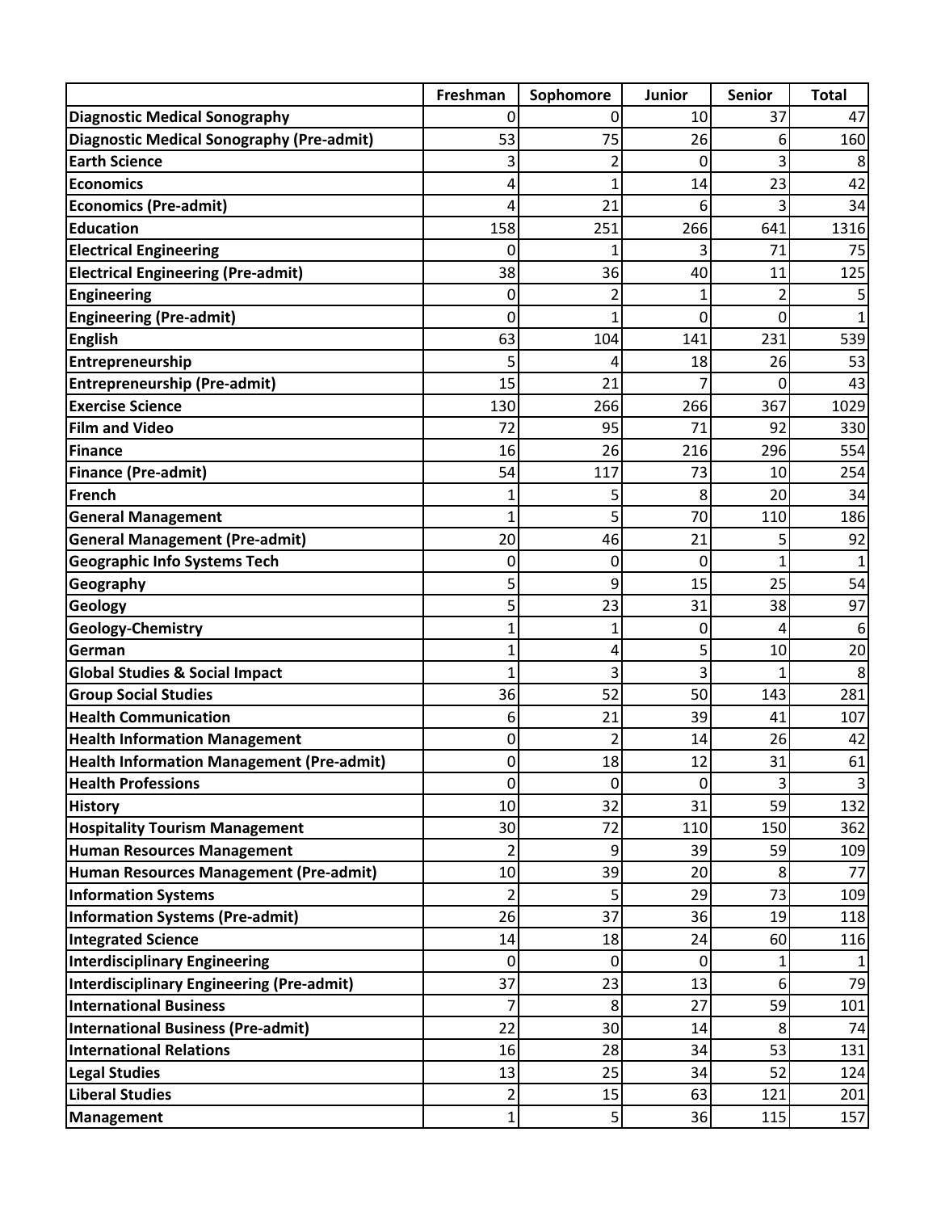| | Freshman | Sophomore | Junior | Senior | Total |
|---|---|---|---|---|---|
| **Diagnostic Medical Sonography** | 0 | 0 | 10 | 37 | 47 |
| **Diagnostic Medical Sonography (Pre-admit)** | 53 | 75 | 26 | 6 | 160 |
| **Earth Science** | 3 | 2 | 0 | 3 | 8 |
| **Economics** | 4 | 1 | 14 | 23 | 42 |
| **Economics (Pre-admit)** | 4 | 21 | 6 | 3 | 34 |
| **Education** | 158 | 251 | 266 | 641 | 1316 |
| **Electrical Engineering** | 0 | 1 | 3 | 71 | 75 |
| **Electrical Engineering (Pre-admit)** | 38 | 36 | 40 | 11 | 125 |
| **Engineering** | 0 | 2 | 1 | 2 | 5 |
| **Engineering (Pre-admit)** | 0 | 1 | 0 | 0 | 1 |
| **English** | 63 | 104 | 141 | 231 | 539 |
| **Entrepreneurship** | 5 | 4 | 18 | 26 | 53 |
| **Entrepreneurship (Pre-admit)** | 15 | 21 | 7 | 0 | 43 |
| **Exercise Science** | 130 | 266 | 266 | 367 | 1029 |
| **Film and Video** | 72 | 95 | 71 | 92 | 330 |
| **Finance** | 16 | 26 | 216 | 296 | 554 |
| **Finance (Pre-admit)** | 54 | 117 | 73 | 10 | 254 |
| **French** | 1 | 5 | 8 | 20 | 34 |
| **General Management** | 1 | 5 | 70 | 110 | 186 |
| **General Management (Pre-admit)** | 20 | 46 | 21 | 5 | 92 |
| **Geographic Info Systems Tech** | 0 | 0 | 0 | 1 | 1 |
| **Geography** | 5 | 9 | 15 | 25 | 54 |
| **Geology** | 5 | 23 | 31 | 38 | 97 |
| **Geology-Chemistry** | 1 | 1 | 0 | 4 | 6 |
| **German** | 1 | 4 | 5 | 10 | 20 |
| **Global Studies & Social Impact** | 1 | 3 | 3 | 1 | 8 |
| **Group Social Studies** | 36 | 52 | 50 | 143 | 281 |
| **Health Communication** | 6 | 21 | 39 | 41 | 107 |
| **Health Information Management** | 0 | 2 | 14 | 26 | 42 |
| **Health Information Management (Pre-admit)** | 0 | 18 | 12 | 31 | 61 |
| **Health Professions** | 0 | 0 | 0 | 3 | 3 |
| **History** | 10 | 32 | 31 | 59 | 132 |
| **Hospitality Tourism Management** | 30 | 72 | 110 | 150 | 362 |
| **Human Resources Management** | 2 | 9 | 39 | 59 | 109 |
| **Human Resources Management (Pre-admit)** | 10 | 39 | 20 | 8 | 77 |
| **Information Systems** | 2 | 5 | 29 | 73 | 109 |
| **Information Systems (Pre-admit)** | 26 | 37 | 36 | 19 | 118 |
| **Integrated Science** | 14 | 18 | 24 | 60 | 116 |
| **Interdisciplinary Engineering** | 0 | 0 | 0 | 1 | 1 |
| **Interdisciplinary Engineering (Pre-admit)** | 37 | 23 | 13 | 6 | 79 |
| **International Business** | 7 | 8 | 27 | 59 | 101 |
| **International Business (Pre-admit)** | 22 | 30 | 14 | 8 | 74 |
| **International Relations** | 16 | 28 | 34 | 53 | 131 |
| **Legal Studies** | 13 | 25 | 34 | 52 | 124 |
| **Liberal Studies** | 2 | 15 | 63 | 121 | 201 |
| **Management** | 1 | 5 | 36 | 115 | 157 |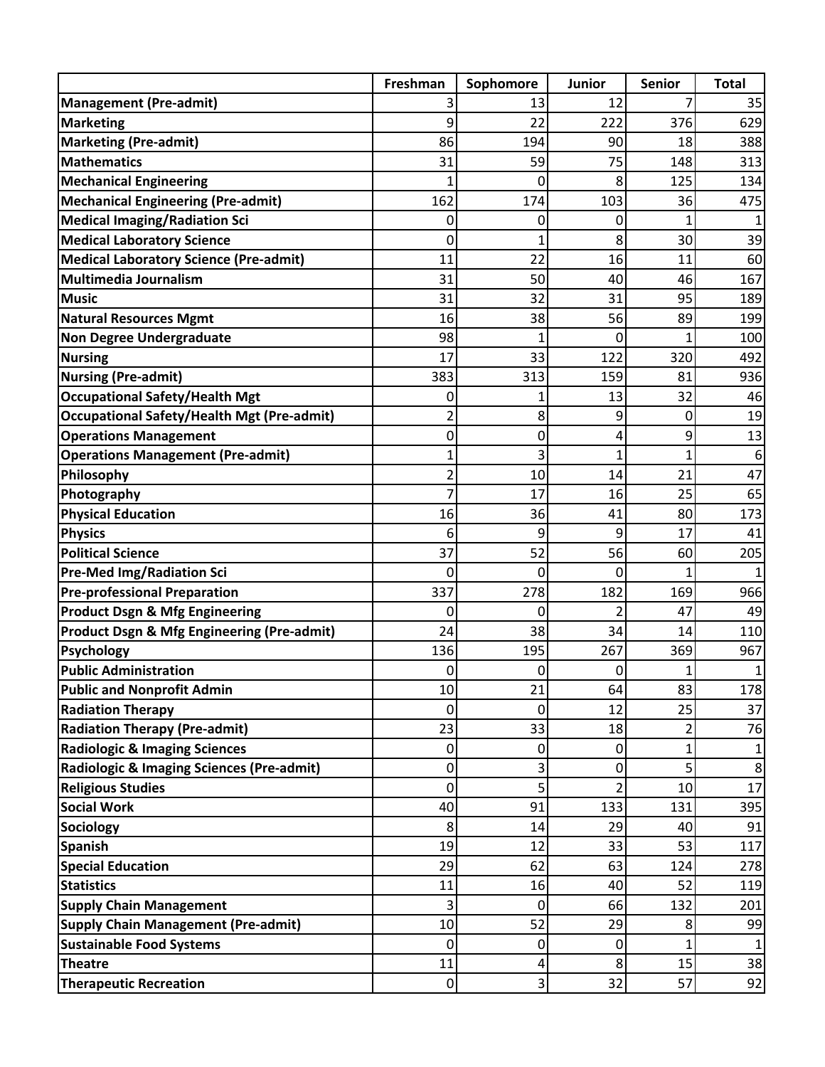| | Freshman | Sophomore | Junior | Senior | Total |
|---|---|---|---|---|---|
| **Management (Pre-admit)** | 3 | 13 | 12 | 7 | 35 |
| **Marketing** | 9 | 22 | 222 | 376 | 629 |
| **Marketing (Pre-admit)** | 86 | 194 | 90 | 18 | 388 |
| **Mathematics** | 31 | 59 | 75 | 148 | 313 |
| **Mechanical Engineering** | 1 | 0 | 8 | 125 | 134 |
| **Mechanical Engineering (Pre-admit)** | 162 | 174 | 103 | 36 | 475 |
| **Medical Imaging/Radiation Sci** | 0 | 0 | 0 | 1 | 1 |
| **Medical Laboratory Science** | 0 | 1 | 8 | 30 | 39 |
| **Medical Laboratory Science (Pre-admit)** | 11 | 22 | 16 | 11 | 60 |
| **Multimedia Journalism** | 31 | 50 | 40 | 46 | 167 |
| **Music** | 31 | 32 | 31 | 95 | 189 |
| **Natural Resources Mgmt** | 16 | 38 | 56 | 89 | 199 |
| **Non Degree Undergraduate** | 98 | 1 | 0 | 1 | 100 |
| **Nursing** | 17 | 33 | 122 | 320 | 492 |
| **Nursing (Pre-admit)** | 383 | 313 | 159 | 81 | 936 |
| **Occupational Safety/Health Mgt** | 0 | 1 | 13 | 32 | 46 |
| **Occupational Safety/Health Mgt (Pre-admit)** | 2 | 8 | 9 | 0 | 19 |
| **Operations Management** | 0 | 0 | 4 | 9 | 13 |
| **Operations Management (Pre-admit)** | 1 | 3 | 1 | 1 | 6 |
| **Philosophy** | 2 | 10 | 14 | 21 | 47 |
| **Photography** | 7 | 17 | 16 | 25 | 65 |
| **Physical Education** | 16 | 36 | 41 | 80 | 173 |
| **Physics** | 6 | 9 | 9 | 17 | 41 |
| **Political Science** | 37 | 52 | 56 | 60 | 205 |
| **Pre-Med Img/Radiation Sci** | 0 | 0 | 0 | 1 | 1 |
| **Pre-professional Preparation** | 337 | 278 | 182 | 169 | 966 |
| **Product Dsgn & Mfg Engineering** | 0 | 0 | 2 | 47 | 49 |
| **Product Dsgn & Mfg Engineering (Pre-admit)** | 24 | 38 | 34 | 14 | 110 |
| **Psychology** | 136 | 195 | 267 | 369 | 967 |
| **Public Administration** | 0 | 0 | 0 | 1 | 1 |
| **Public and Nonprofit Admin** | 10 | 21 | 64 | 83 | 178 |
| **Radiation Therapy** | 0 | 0 | 12 | 25 | 37 |
| **Radiation Therapy (Pre-admit)** | 23 | 33 | 18 | 2 | 76 |
| **Radiologic & Imaging Sciences** | 0 | 0 | 0 | 1 | 1 |
| **Radiologic & Imaging Sciences (Pre-admit)** | 0 | 3 | 0 | 5 | 8 |
| **Religious Studies** | 0 | 5 | 2 | 10 | 17 |
| **Social Work** | 40 | 91 | 133 | 131 | 395 |
| **Sociology** | 8 | 14 | 29 | 40 | 91 |
| **Spanish** | 19 | 12 | 33 | 53 | 117 |
| **Special Education** | 29 | 62 | 63 | 124 | 278 |
| **Statistics** | 11 | 16 | 40 | 52 | 119 |
| **Supply Chain Management** | 3 | 0 | 66 | 132 | 201 |
| **Supply Chain Management (Pre-admit)** | 10 | 52 | 29 | 8 | 99 |
| **Sustainable Food Systems** | 0 | 0 | 0 | 1 | 1 |
| **Theatre** | 11 | 4 | 8 | 15 | 38 |
| **Therapeutic Recreation** | 0 | 3 | 32 | 57 | 92 |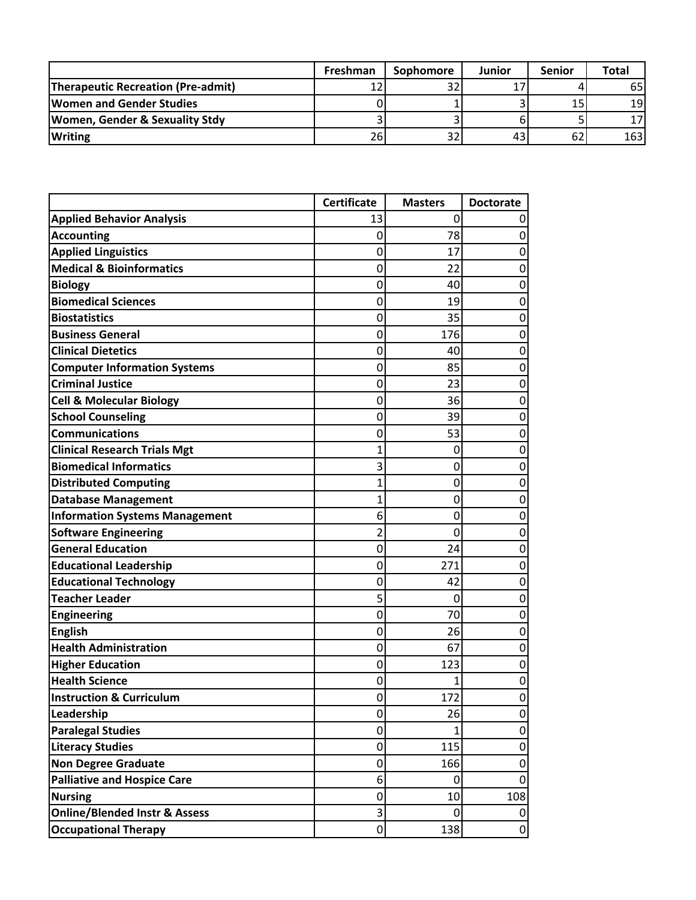| | Freshman | Sophomore | Junior | Senior | Total |
|---|---|---|---|---|---|
| **Therapeutic Recreation (Pre-admit)** | 12 | 32 | 17 | 4 | 65 |
| **Women and Gender Studies** | 0 | 1 | 3 | 15 | 19 |
| **Women, Gender & Sexuality Stdy** | 3 | 3 | 6 | 5 | 17 |
| **Writing** | 26 | 32 | 43 | 62 | 163 |

| | Certificate | Masters | Doctorate |
|---|---|---|---|
| **Applied Behavior Analysis** | 13 | 0 | 0 |
| **Accounting** | 0 | 78 | 0 |
| **Applied Linguistics** | 0 | 17 | 0 |
| **Medical & Bioinformatics** | 0 | 22 | 0 |
| **Biology** | 0 | 40 | 0 |
| **Biomedical Sciences** | 0 | 19 | 0 |
| **Biostatistics** | 0 | 35 | 0 |
| **Business General** | 0 | 176 | 0 |
| **Clinical Dietetics** | 0 | 40 | 0 |
| **Computer Information Systems** | 0 | 85 | 0 |
| **Criminal Justice** | 0 | 23 | 0 |
| **Cell & Molecular Biology** | 0 | 36 | 0 |
| **School Counseling** | 0 | 39 | 0 |
| **Communications** | 0 | 53 | 0 |
| **Clinical Research Trials Mgt** | 1 | 0 | 0 |
| **Biomedical Informatics** | 3 | 0 | 0 |
| **Distributed Computing** | 1 | 0 | 0 |
| **Database Management** | 1 | 0 | 0 |
| **Information Systems Management** | 6 | 0 | 0 |
| **Software Engineering** | 2 | 0 | 0 |
| **General Education** | 0 | 24 | 0 |
| **Educational Leadership** | 0 | 271 | 0 |
| **Educational Technology** | 0 | 42 | 0 |
| **Teacher Leader** | 5 | 0 | 0 |
| **Engineering** | 0 | 70 | 0 |
| **English** | 0 | 26 | 0 |
| **Health Administration** | 0 | 67 | 0 |
| **Higher Education** | 0 | 123 | 0 |
| **Health Science** | 0 | 1 | 0 |
| **Instruction & Curriculum** | 0 | 172 | 0 |
| **Leadership** | 0 | 26 | 0 |
| **Paralegal Studies** | 0 | 1 | 0 |
| **Literacy Studies** | 0 | 115 | 0 |
| **Non Degree Graduate** | 0 | 166 | 0 |
| **Palliative and Hospice Care** | 6 | 0 | 0 |
| **Nursing** | 0 | 10 | 108 |
| **Online/Blended Instr & Assess** | 3 | 0 | 0 |
| **Occupational Therapy** | 0 | 138 | 0 |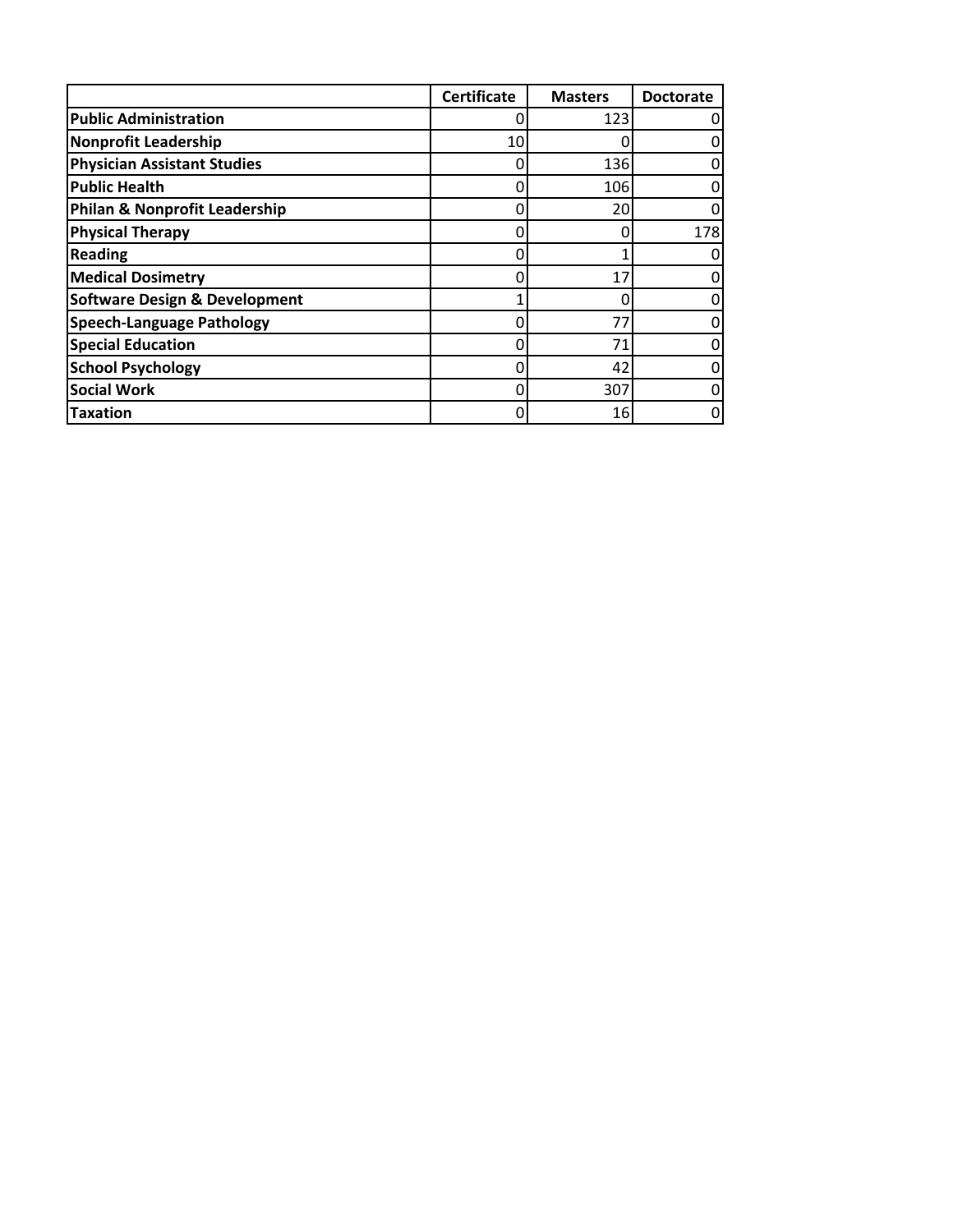| | Certificate | Masters | Doctorate |
|---|---|---|---|
| **Public Administration** | 0 | 123 | 0 |
| **Nonprofit Leadership** | 10 | 0 | 0 |
| **Physician Assistant Studies** | 0 | 136 | 0 |
| **Public Health** | 0 | 106 | 0 |
| **Philan & Nonprofit Leadership** | 0 | 20 | 0 |
| **Physical Therapy** | 0 | 0 | 178 |
| **Reading** | 0 | 1 | 0 |
| **Medical Dosimetry** | 0 | 17 | 0 |
| **Software Design & Development** | 1 | 0 | 0 |
| **Speech-Language Pathology** | 0 | 77 | 0 |
| **Special Education** | 0 | 71 | 0 |
| **School Psychology** | 0 | 42 | 0 |
| **Social Work** | 0 | 307 | 0 |
| **Taxation** | 0 | 16 | 0 |